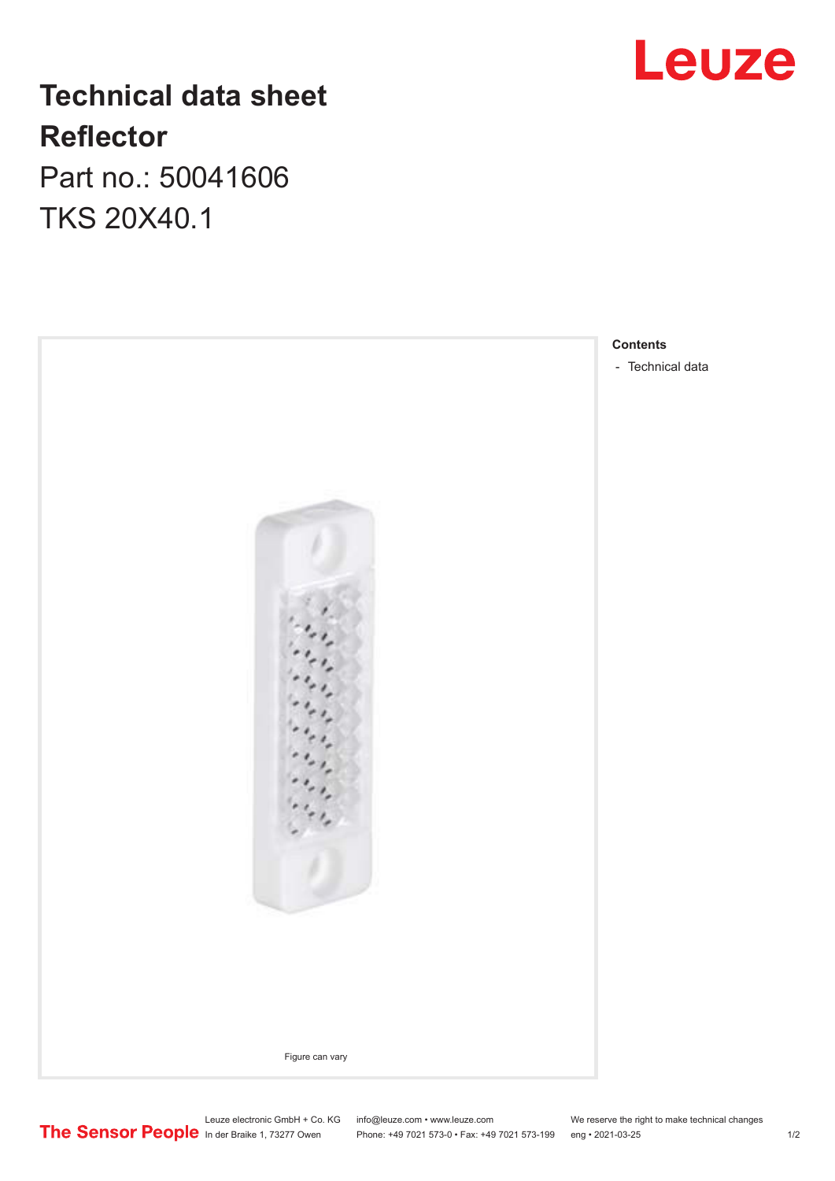# Technical data sheet

## Reflector

Part no.: 50041606

TKS 20X40.1

Figure can vary

**Contents**

- Technical data

Leuze electronic GmbH + Co. KG
In der Braike 1, 73277 Owen

info@leuze.com • www.leuze.com
Phone: +49 7021 573-0 • Fax: +49 7021 573-199

We reserve the right to make technical changes
eng • 2021-03-25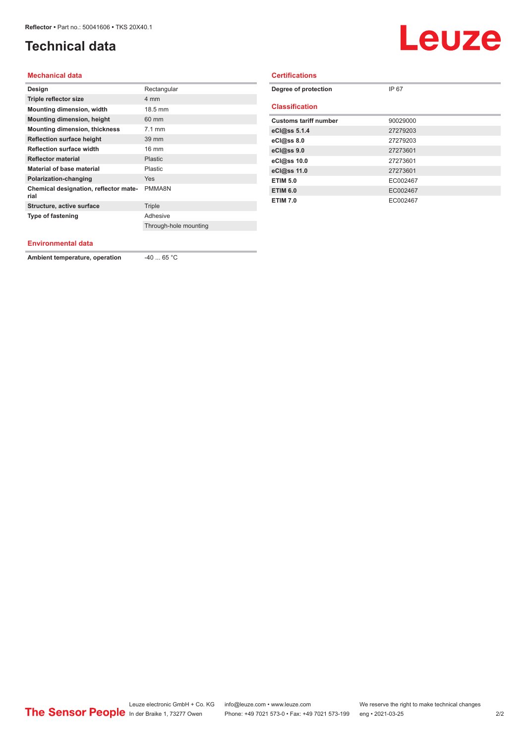# Technical data

## Mechanical data

| | |
|---|---|
| **Design** | Rectangular |
| **Triple reflector size** | 4 mm |
| **Mounting dimension, width** | 18.5 mm |
| **Mounting dimension, height** | 60 mm |
| **Mounting dimension, thickness** | 7.1 mm |
| **Reflection surface height** | 39 mm |
| **Reflection surface width** | 16 mm |
| **Reflector material** | Plastic |
| **Material of base material** | Plastic |
| **Polarization-changing** | Yes |
| **Chemical designation, reflector material** | PMMA8N |
| **Structure, active surface** | Triple |
| **Type of fastening** | Adhesive |
| | Through-hole mounting |

## Environmental data

| | |
|---|---|
| **Ambient temperature, operation** | -40 ... 65 °C |

## Certifications

| | |
|---|---|
| **Degree of protection** | IP 67 |

## Classification

| | |
|---|---|
| **Customs tariff number** | 90029000 |
| **eCl@ss 5.1.4** | 27279203 |
| **eCl@ss 8.0** | 27279203 |
| **eCl@ss 9.0** | 27273601 |
| **eCl@ss 10.0** | 27273601 |
| **eCl@ss 11.0** | 27273601 |
| **ETIM 5.0** | EC002467 |
| **ETIM 6.0** | EC002467 |
| **ETIM 7.0** | EC002467 |